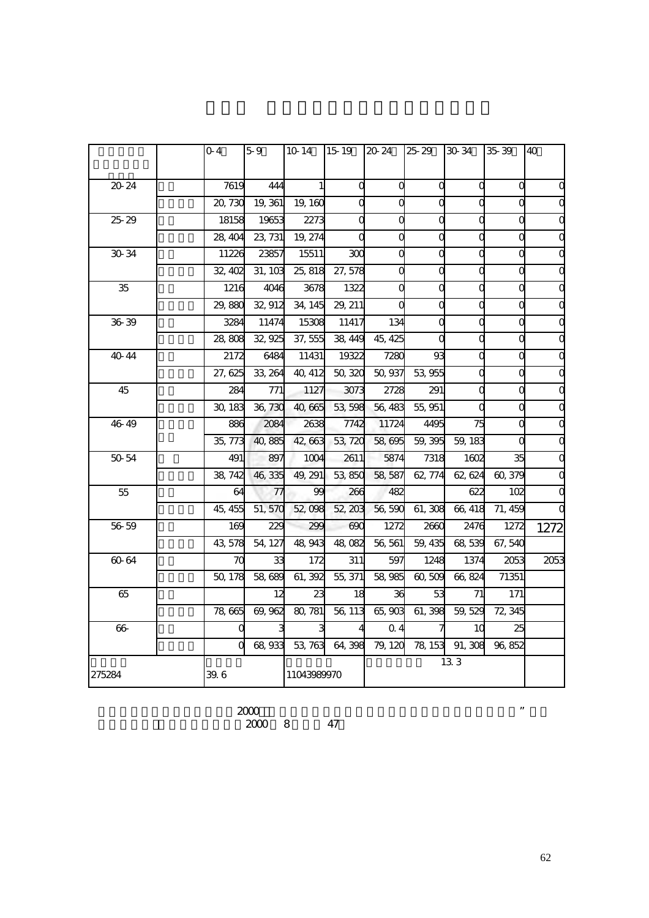| | | 0-4 | 5-9 | 10-14 | 15-19 | 20-24 | 25-29 | 30-34 | 35-39 | 40 |
|---|---|---|---|---|---|---|---|---|---|---|
| 20-24 | | 7619 | 444 | 1 | 0 | 0 | 0 | 0 | 0 | 0 |
| | | 20, 730 | 19, 361 | 19, 160 | 0 | 0 | 0 | 0 | 0 | 0 |
| 25-29 | | 18158 | 19653 | 2273 | 0 | 0 | 0 | 0 | 0 | 0 |
| | | 28, 404 | 23, 731 | 19, 274 | 0 | 0 | 0 | 0 | 0 | 0 |
| 30-34 | | 11226 | 23857 | 15511 | 300 | 0 | 0 | 0 | 0 | 0 |
| | | 32, 402 | 31, 103 | 25, 818 | 27, 578 | 0 | 0 | 0 | 0 | 0 |
| 35 | | 1216 | 4046 | 3678 | 1322 | 0 | 0 | 0 | 0 | 0 |
| | | 29, 880 | 32, 912 | 34, 145 | 29, 211 | 0 | 0 | 0 | 0 | 0 |
| 36-39 | | 3284 | 11474 | 15308 | 11417 | 134 | 0 | 0 | 0 | 0 |
| | | 28, 808 | 32, 925 | 37, 555 | 38, 449 | 45, 425 | 0 | 0 | 0 | 0 |
| 40-44 | | 2172 | 6484 | 11431 | 19322 | 7280 | 93 | 0 | 0 | 0 |
| | | 27, 625 | 33, 264 | 40, 412 | 50, 320 | 50, 937 | 53, 955 | 0 | 0 | 0 |
| 45 | | 284 | 771 | 1127 | 3073 | 2728 | 291 | 0 | 0 | 0 |
| | | 30, 183 | 36, 730 | 40, 665 | 53, 598 | 56, 483 | 55, 951 | 0 | 0 | 0 |
| 46-49 | | 886 | 2084 | 2638 | 7742 | 11724 | 4495 | 75 | 0 | 0 |
| | | 35, 773 | 40, 885 | 42, 663 | 53, 720 | 58, 695 | 59, 395 | 59, 183 | 0 | 0 |
| 50-54 | | 491 | 897 | 1004 | 2611 | 5874 | 7318 | 1602 | 35 | 0 |
| | | 38, 742 | 46, 335 | 49, 291 | 53, 850 | 58, 587 | 62, 774 | 62, 624 | 60, 379 | 0 |
| 55 | | 64 | 77 | 99 | 266 | 482 | | 622 | 102 | 0 |
| | | 45, 455 | 51, 570 | 52, 098 | 52, 203 | 56, 590 | 61, 308 | 66, 418 | 71, 459 | 0 |
| 56-59 | | 169 | 229 | 299 | 690 | 1272 | 2660 | 2476 | 1272 | 1272 |
| | | 43, 578 | 54, 127 | 48, 943 | 48, 082 | 56, 561 | 59, 435 | 68, 539 | 67, 540 | |
| 60-64 | | 70 | 33 | 172 | 311 | 597 | 1248 | 1374 | 2053 | 2053 |
| | | 50, 178 | 58, 689 | 61, 392 | 55, 371 | 58, 985 | 60, 509 | 66, 824 | 71351 | |
| 65 | | | 12 | 23 | 18 | 36 | 53 | 71 | 171 | |
| | | 78, 665 | 69, 962 | 80, 781 | 56, 113 | 65, 903 | 61, 398 | 59, 529 | 72, 345 | |
| 66- | | 0 | 3 | 3 | 4 | 0. 4 | 7 | 10 | 25 | |
| | | 0 | 68, 933 | 53, 763 | 64, 398 | 79, 120 | 78, 153 | 91, 308 | 96, 852 | |
| 275284 | | 39. 6 | | 11043989970 | | 13. 3 | | | | |

2000 ”
2000 8 47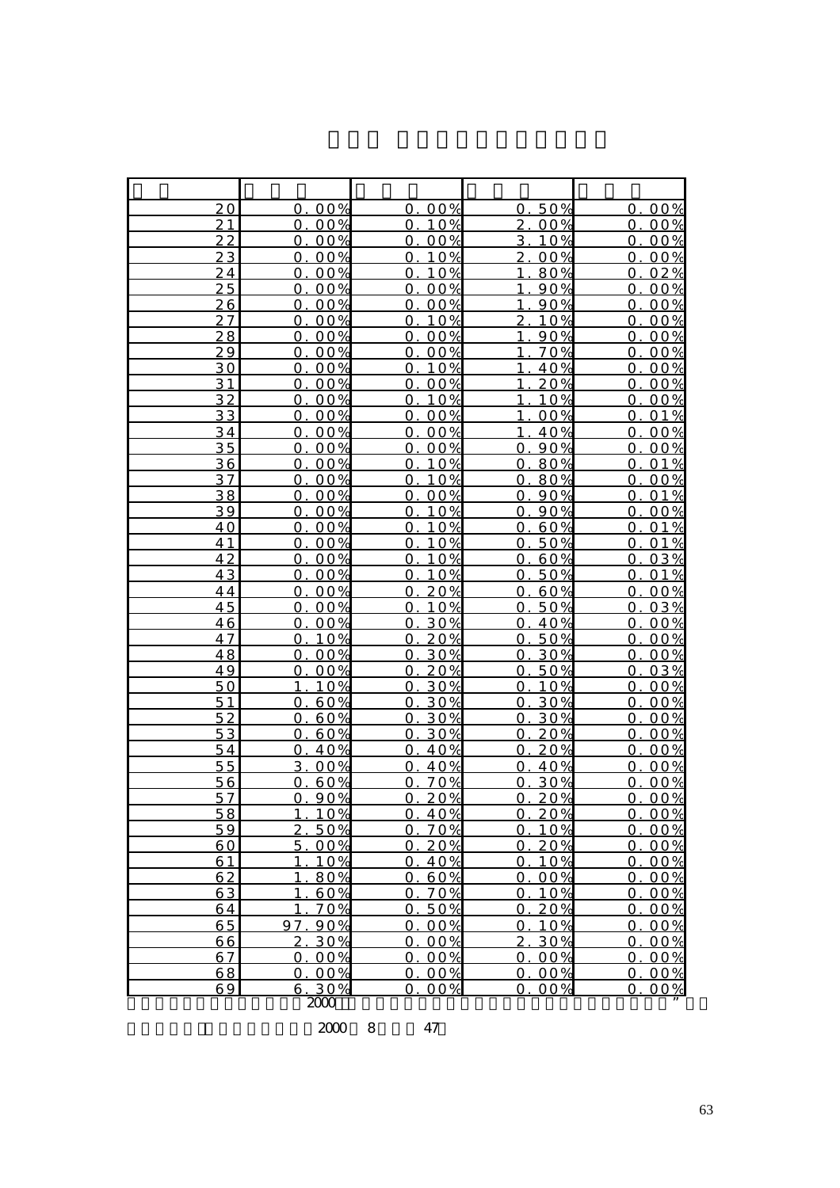| | | | | |
|---|---|---|---|---|
| 20 | 0.00% | 0.00% | 0.50% | 0.00% |
| 21 | 0.00% | 0.10% | 2.00% | 0.00% |
| 22 | 0.00% | 0.00% | 3.10% | 0.00% |
| 23 | 0.00% | 0.10% | 2.00% | 0.00% |
| 24 | 0.00% | 0.10% | 1.80% | 0.02% |
| 25 | 0.00% | 0.00% | 1.90% | 0.00% |
| 26 | 0.00% | 0.00% | 1.90% | 0.00% |
| 27 | 0.00% | 0.10% | 2.10% | 0.00% |
| 28 | 0.00% | 0.00% | 1.90% | 0.00% |
| 29 | 0.00% | 0.00% | 1.70% | 0.00% |
| 30 | 0.00% | 0.10% | 1.40% | 0.00% |
| 31 | 0.00% | 0.00% | 1.20% | 0.00% |
| 32 | 0.00% | 0.10% | 1.10% | 0.00% |
| 33 | 0.00% | 0.00% | 1.00% | 0.01% |
| 34 | 0.00% | 0.00% | 1.40% | 0.00% |
| 35 | 0.00% | 0.00% | 0.90% | 0.00% |
| 36 | 0.00% | 0.10% | 0.80% | 0.01% |
| 37 | 0.00% | 0.10% | 0.80% | 0.00% |
| 38 | 0.00% | 0.00% | 0.90% | 0.01% |
| 39 | 0.00% | 0.10% | 0.90% | 0.00% |
| 40 | 0.00% | 0.10% | 0.60% | 0.01% |
| 41 | 0.00% | 0.10% | 0.50% | 0.01% |
| 42 | 0.00% | 0.10% | 0.60% | 0.03% |
| 43 | 0.00% | 0.10% | 0.50% | 0.01% |
| 44 | 0.00% | 0.20% | 0.60% | 0.00% |
| 45 | 0.00% | 0.10% | 0.50% | 0.03% |
| 46 | 0.00% | 0.30% | 0.40% | 0.00% |
| 47 | 0.10% | 0.20% | 0.50% | 0.00% |
| 48 | 0.00% | 0.30% | 0.30% | 0.00% |
| 49 | 0.00% | 0.20% | 0.50% | 0.03% |
| 50 | 1.10% | 0.30% | 0.10% | 0.00% |
| 51 | 0.60% | 0.30% | 0.30% | 0.00% |
| 52 | 0.60% | 0.30% | 0.30% | 0.00% |
| 53 | 0.60% | 0.30% | 0.20% | 0.00% |
| 54 | 0.40% | 0.40% | 0.20% | 0.00% |
| 55 | 3.00% | 0.40% | 0.40% | 0.00% |
| 56 | 0.60% | 0.70% | 0.30% | 0.00% |
| 57 | 0.90% | 0.20% | 0.20% | 0.00% |
| 58 | 1.10% | 0.40% | 0.20% | 0.00% |
| 59 | 2.50% | 0.70% | 0.10% | 0.00% |
| 60 | 5.00% | 0.20% | 0.20% | 0.00% |
| 61 | 1.10% | 0.40% | 0.10% | 0.00% |
| 62 | 1.80% | 0.60% | 0.00% | 0.00% |
| 63 | 1.60% | 0.70% | 0.10% | 0.00% |
| 64 | 1.70% | 0.50% | 0.20% | 0.00% |
| 65 | 97.90% | 0.00% | 0.10% | 0.00% |
| 66 | 2.30% | 0.00% | 2.30% | 0.00% |
| 67 | 0.00% | 0.00% | 0.00% | 0.00% |
| 68 | 0.00% | 0.00% | 0.00% | 0.00% |
| 69 | 6.30% | 0.00% | 0.00% | 0.00% |

2000 ”

2000 8 47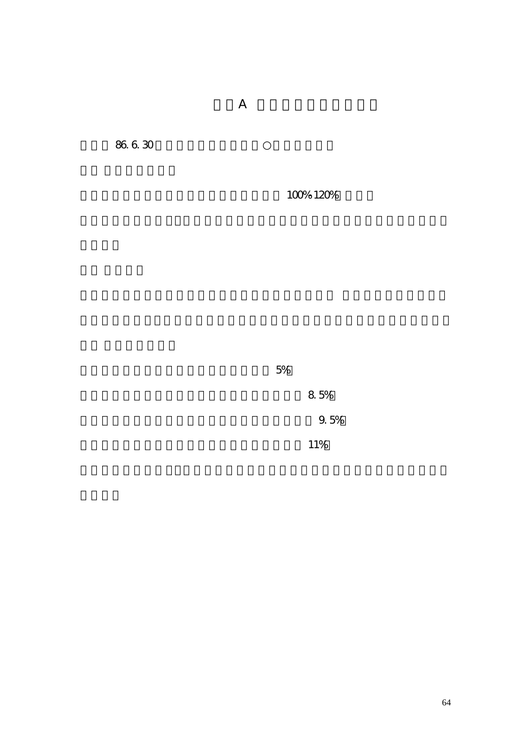A

86.6.30 ○

100% 120%

5%

8.5%

9.5%

11%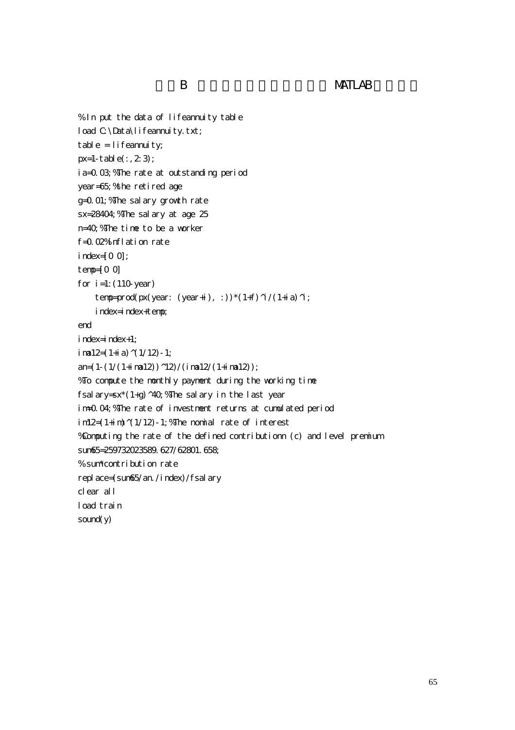# B MATLAB

```
% In put the data of lifeannuity table
load C:\Data\lifeannuity.txt;
table = lifeannuity;
px=1-table(:,2:3);
ia=0.03;%The rate at outstanding period
year=65;%the retired age
g=0.01;%The salary growth rate
sx=28404;%The salary at age 25
n=40;%The time to be a worker
f=0.02%inflation rate
index=[0 0];
temp=[0 0]
for i=1:(110-year)
    temp=prod(px(year: (year+i), :))*(1+f)^i/(1+ia)^i;
    index=index+temp;
end
index=index+1;
ima12=(1+ia)^(1/12)-1;
an=(1-(1/(1+ima12))^12)/(ima12/(1+ima12));
%To compute the monthly payment during the working time
fsalary=sx*(1+g)^40;%The salary in the last year
im=0.04;%The rate of investment returns at cumulated period
im12=(1+im)^(1/12)-1;%The nomial rate of interest
%Computing the rate of the defined contributionn (c) and level premium
sum65=259732023589.627/62801.658;
% sum*contribution rate
replace=(sum65/an./index)/fsalary
clear all
load train
sound(y)
```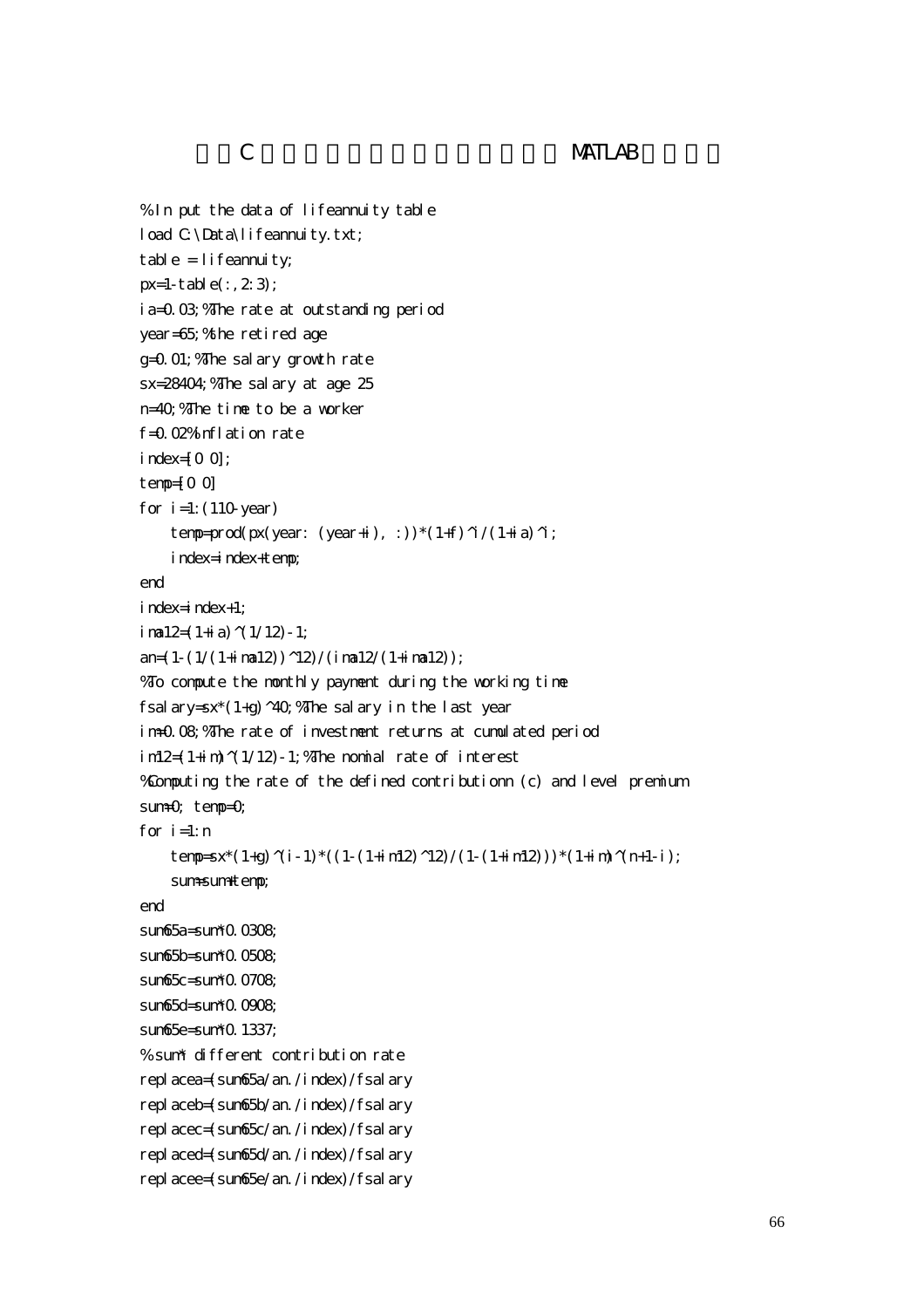# 附錄C　　　　　　　　　　　　　MATLAB

```
% In put the data of lifeannuity table
load C:\Data\lifeannuity.txt;
table = lifeannuity;
px=1-table(:,2:3);
ia=0.03;%The rate at outstanding period
year=65;%the retired age
g=0.01;%The salary growth rate
sx=28404;%The salary at age 25
n=40;%The time to be a worker
f=0.02%Inflation rate
index=[0 0];
temp=[0 0]
for i=1:(110-year)
    temp=prod(px(year: (year+i), :))*(1+f)^i/(1+ia)^i;
    index=index+temp;
end
index=index+1;
ima12=(1+ia)^(1/12)-1;
an=(1-(1/(1+ima12))^12)/(ima12/(1+ima12));
%To compute the monthly payment during the working time
fsalary=sx*(1+g)^40;%The salary in the last year
im=0.08;%The rate of investment returns at cumulated period
im12=(1+im)^(1/12)-1;%The nomial rate of interest
%Computing the rate of the defined contributionn (c) and level premium
sum=0; temp=0;
for i=1:n
    temp=sx*(1+g)^(i-1)*((1-(1+im12)^12)/(1-(1+im12)))*(1+im)^(n+1-i);
    sum=sum+temp;
end
sum65a=sum*0.0308;
sum65b=sum*0.0508;
sum65c=sum*0.0708;
sum65d=sum*0.0908;
sum65e=sum*0.1337;
% sum* different contribution rate
replacea=(sum65a/an./index)/fsalary
replaceb=(sum65b/an./index)/fsalary
replacec=(sum65c/an./index)/fsalary
replaced=(sum65d/an./index)/fsalary
replacee=(sum65e/an./index)/fsalary
```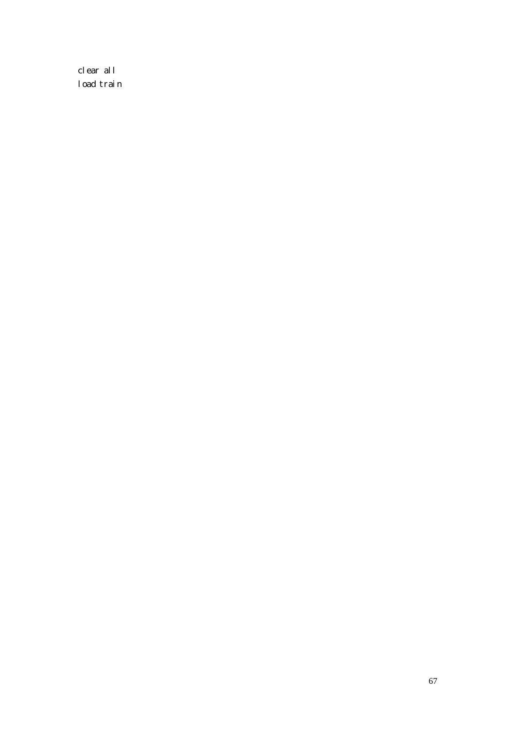```
clear all
load train
```